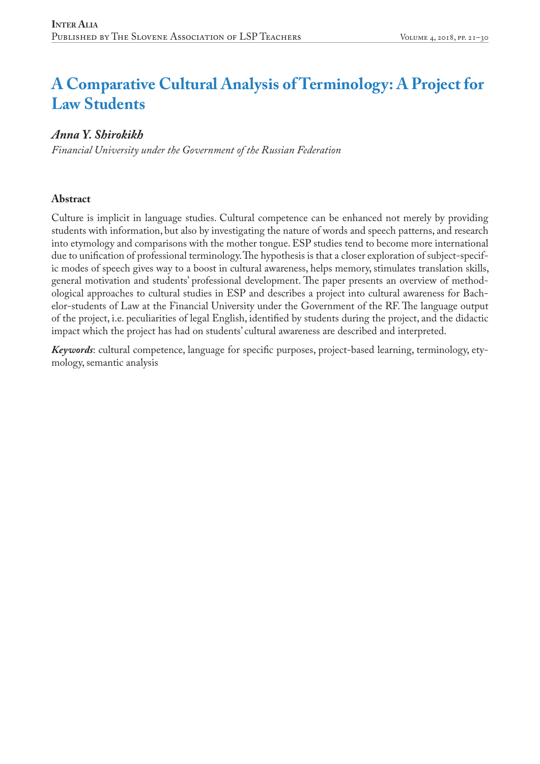# A Comparative Cultural Analysis of Terminology: A Project for Law Students

## *Anna Y. Shirokikh*

*Financial University under the Government of the Russian Federation*

### Abstract

Culture is implicit in language studies. Cultural competence can be enhanced not merely by providing students with information, but also by investigating the nature of words and speech patterns, and research into etymology and comparisons with the mother tongue. ESP studies tend to become more international due to unification of professional terminology. The hypothesis is that a closer exploration of subject-specific modes of speech gives way to a boost in cultural awareness, helps memory, stimulates translation skills, general motivation and students' professional development. The paper presents an overview of methodological approaches to cultural studies in ESP and describes a project into cultural awareness for Bachelor-students of Law at the Financial University under the Government of the RF. The language output of the project, i.e. peculiarities of legal English, identified by students during the project, and the didactic impact which the project has had on students' cultural awareness are described and interpreted.

***Keywords***: cultural competence, language for specific purposes, project-based learning, terminology, etymology, semantic analysis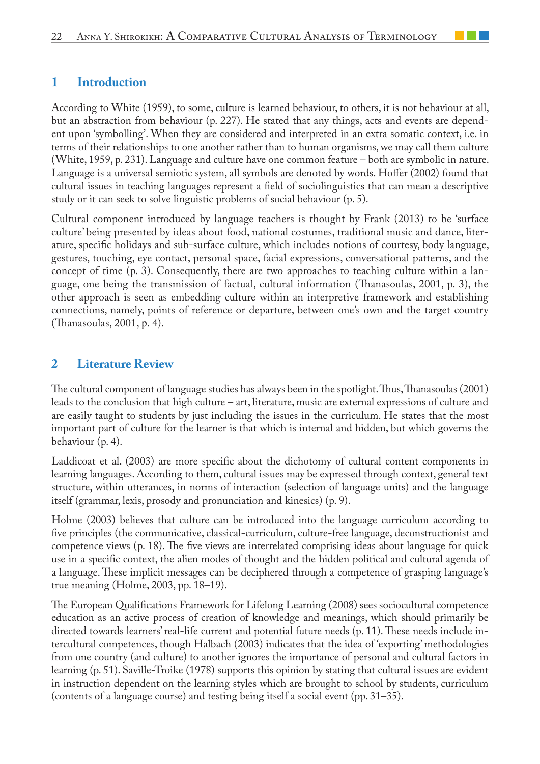## 1 Introduction

According to White (1959), to some, culture is learned behaviour, to others, it is not behaviour at all, but an abstraction from behaviour (p. 227). He stated that any things, acts and events are dependent upon 'symbolling'. When they are considered and interpreted in an extra somatic context, i.e. in terms of their relationships to one another rather than to human organisms, we may call them culture (White, 1959, p. 231). Language and culture have one common feature – both are symbolic in nature. Language is a universal semiotic system, all symbols are denoted by words. Hoffer (2002) found that cultural issues in teaching languages represent a field of sociolinguistics that can mean a descriptive study or it can seek to solve linguistic problems of social behaviour (p. 5).

Cultural component introduced by language teachers is thought by Frank (2013) to be 'surface culture' being presented by ideas about food, national costumes, traditional music and dance, literature, specific holidays and sub-surface culture, which includes notions of courtesy, body language, gestures, touching, eye contact, personal space, facial expressions, conversational patterns, and the concept of time (p. 3). Consequently, there are two approaches to teaching culture within a language, one being the transmission of factual, cultural information (Thanasoulas, 2001, p. 3), the other approach is seen as embedding culture within an interpretive framework and establishing connections, namely, points of reference or departure, between one's own and the target country (Thanasoulas, 2001, p. 4).

## 2 Literature Review

The cultural component of language studies has always been in the spotlight. Thus, Thanasoulas (2001) leads to the conclusion that high culture – art, literature, music are external expressions of culture and are easily taught to students by just including the issues in the curriculum. He states that the most important part of culture for the learner is that which is internal and hidden, but which governs the behaviour (p. 4).

Laddicoat et al. (2003) are more specific about the dichotomy of cultural content components in learning languages. According to them, cultural issues may be expressed through context, general text structure, within utterances, in norms of interaction (selection of language units) and the language itself (grammar, lexis, prosody and pronunciation and kinesics) (p. 9).

Holme (2003) believes that culture can be introduced into the language curriculum according to five principles (the communicative, classical-curriculum, culture-free language, deconstructionist and competence views (p. 18). The five views are interrelated comprising ideas about language for quick use in a specific context, the alien modes of thought and the hidden political and cultural agenda of a language. These implicit messages can be deciphered through a competence of grasping language's true meaning (Holme, 2003, pp. 18–19).

The European Qualifications Framework for Lifelong Learning (2008) sees sociocultural competence education as an active process of creation of knowledge and meanings, which should primarily be directed towards learners' real-life current and potential future needs (p. 11). These needs include intercultural competences, though Halbach (2003) indicates that the idea of 'exporting' methodologies from one country (and culture) to another ignores the importance of personal and cultural factors in learning (p. 51). Saville-Troike (1978) supports this opinion by stating that cultural issues are evident in instruction dependent on the learning styles which are brought to school by students, curriculum (contents of a language course) and testing being itself a social event (pp. 31–35).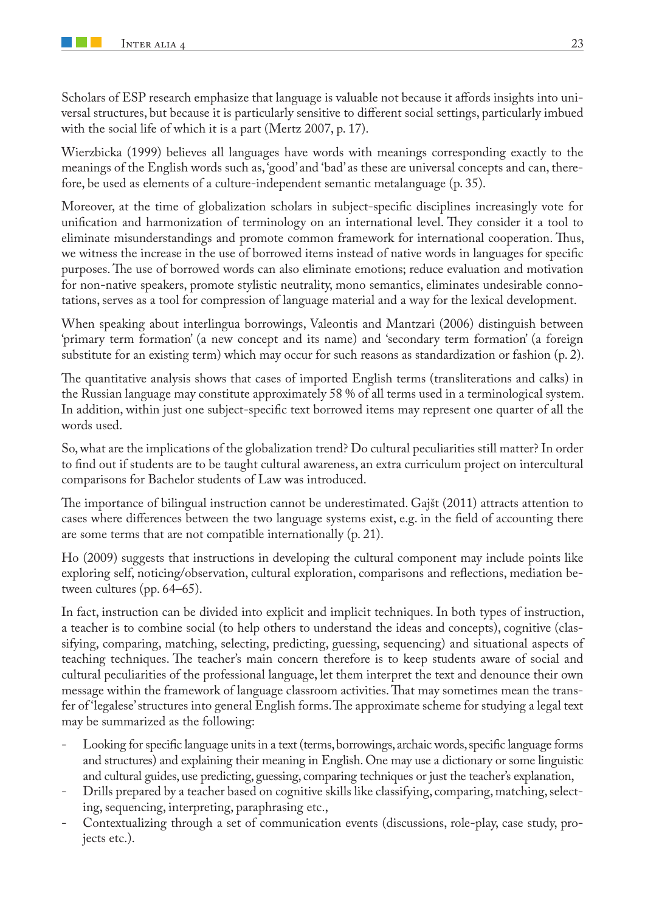Scholars of ESP research emphasize that language is valuable not because it affords insights into universal structures, but because it is particularly sensitive to different social settings, particularly imbued with the social life of which it is a part (Mertz 2007, p. 17).

Wierzbicka (1999) believes all languages have words with meanings corresponding exactly to the meanings of the English words such as, 'good' and 'bad' as these are universal concepts and can, therefore, be used as elements of a culture-independent semantic metalanguage (p. 35).

Moreover, at the time of globalization scholars in subject-specific disciplines increasingly vote for unification and harmonization of terminology on an international level. They consider it a tool to eliminate misunderstandings and promote common framework for international cooperation. Thus, we witness the increase in the use of borrowed items instead of native words in languages for specific purposes. The use of borrowed words can also eliminate emotions; reduce evaluation and motivation for non-native speakers, promote stylistic neutrality, mono semantics, eliminates undesirable connotations, serves as a tool for compression of language material and a way for the lexical development.

When speaking about interlingua borrowings, Valeontis and Mantzari (2006) distinguish between 'primary term formation' (a new concept and its name) and 'secondary term formation' (a foreign substitute for an existing term) which may occur for such reasons as standardization or fashion (p. 2).

The quantitative analysis shows that cases of imported English terms (transliterations and calks) in the Russian language may constitute approximately 58 % of all terms used in a terminological system. In addition, within just one subject-specific text borrowed items may represent one quarter of all the words used.

So, what are the implications of the globalization trend? Do cultural peculiarities still matter? In order to find out if students are to be taught cultural awareness, an extra curriculum project on intercultural comparisons for Bachelor students of Law was introduced.

The importance of bilingual instruction cannot be underestimated. Gajšt (2011) attracts attention to cases where differences between the two language systems exist, e.g. in the field of accounting there are some terms that are not compatible internationally (p. 21).

Ho (2009) suggests that instructions in developing the cultural component may include points like exploring self, noticing/observation, cultural exploration, comparisons and reflections, mediation between cultures (pp. 64–65).

In fact, instruction can be divided into explicit and implicit techniques. In both types of instruction, a teacher is to combine social (to help others to understand the ideas and concepts), cognitive (classifying, comparing, matching, selecting, predicting, guessing, sequencing) and situational aspects of teaching techniques. The teacher's main concern therefore is to keep students aware of social and cultural peculiarities of the professional language, let them interpret the text and denounce their own message within the framework of language classroom activities. That may sometimes mean the transfer of 'legalese' structures into general English forms. The approximate scheme for studying a legal text may be summarized as the following:

- Looking for specific language units in a text (terms, borrowings, archaic words, specific language forms and structures) and explaining their meaning in English. One may use a dictionary or some linguistic and cultural guides, use predicting, guessing, comparing techniques or just the teacher's explanation,
- Drills prepared by a teacher based on cognitive skills like classifying, comparing, matching, selecting, sequencing, interpreting, paraphrasing etc.,
- Contextualizing through a set of communication events (discussions, role-play, case study, projects etc.).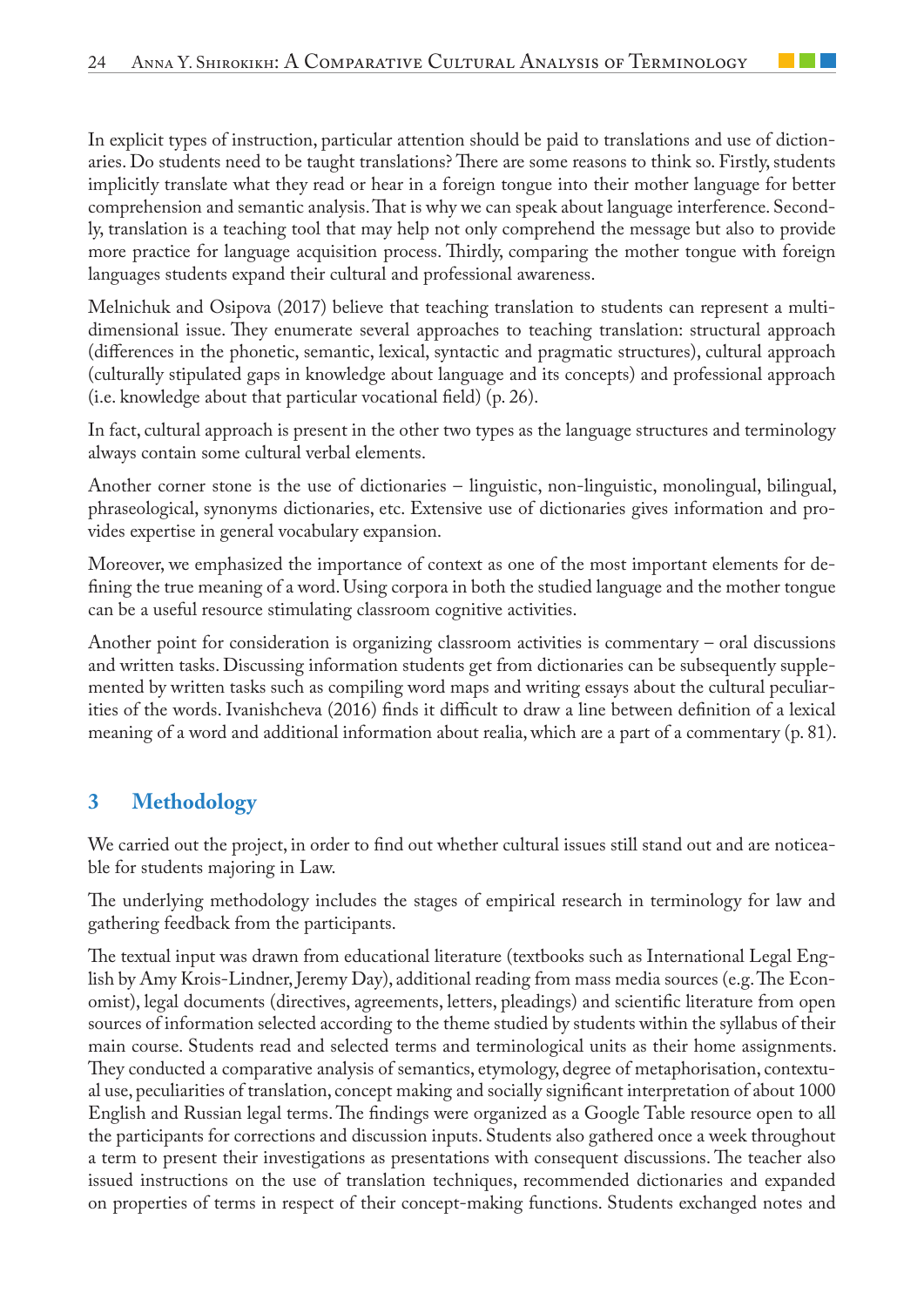In explicit types of instruction, particular attention should be paid to translations and use of dictionaries. Do students need to be taught translations? There are some reasons to think so. Firstly, students implicitly translate what they read or hear in a foreign tongue into their mother language for better comprehension and semantic analysis. That is why we can speak about language interference. Secondly, translation is a teaching tool that may help not only comprehend the message but also to provide more practice for language acquisition process. Thirdly, comparing the mother tongue with foreign languages students expand their cultural and professional awareness.

Melnichuk and Osipova (2017) believe that teaching translation to students can represent a multidimensional issue. They enumerate several approaches to teaching translation: structural approach (differences in the phonetic, semantic, lexical, syntactic and pragmatic structures), cultural approach (culturally stipulated gaps in knowledge about language and its concepts) and professional approach (i.e. knowledge about that particular vocational field) (p. 26).

In fact, cultural approach is present in the other two types as the language structures and terminology always contain some cultural verbal elements.

Another corner stone is the use of dictionaries – linguistic, non-linguistic, monolingual, bilingual, phraseological, synonyms dictionaries, etc. Extensive use of dictionaries gives information and provides expertise in general vocabulary expansion.

Moreover, we emphasized the importance of context as one of the most important elements for defining the true meaning of a word. Using corpora in both the studied language and the mother tongue can be a useful resource stimulating classroom cognitive activities.

Another point for consideration is organizing classroom activities is commentary – oral discussions and written tasks. Discussing information students get from dictionaries can be subsequently supplemented by written tasks such as compiling word maps and writing essays about the cultural peculiarities of the words. Ivanishcheva (2016) finds it difficult to draw a line between definition of a lexical meaning of a word and additional information about realia, which are a part of a commentary (p. 81).

## 3 Methodology

We carried out the project, in order to find out whether cultural issues still stand out and are noticeable for students majoring in Law.

The underlying methodology includes the stages of empirical research in terminology for law and gathering feedback from the participants.

The textual input was drawn from educational literature (textbooks such as International Legal English by Amy Krois-Lindner, Jeremy Day), additional reading from mass media sources (e.g. The Economist), legal documents (directives, agreements, letters, pleadings) and scientific literature from open sources of information selected according to the theme studied by students within the syllabus of their main course. Students read and selected terms and terminological units as their home assignments. They conducted a comparative analysis of semantics, etymology, degree of metaphorisation, contextual use, peculiarities of translation, concept making and socially significant interpretation of about 1000 English and Russian legal terms. The findings were organized as a Google Table resource open to all the participants for corrections and discussion inputs. Students also gathered once a week throughout a term to present their investigations as presentations with consequent discussions. The teacher also issued instructions on the use of translation techniques, recommended dictionaries and expanded on properties of terms in respect of their concept-making functions. Students exchanged notes and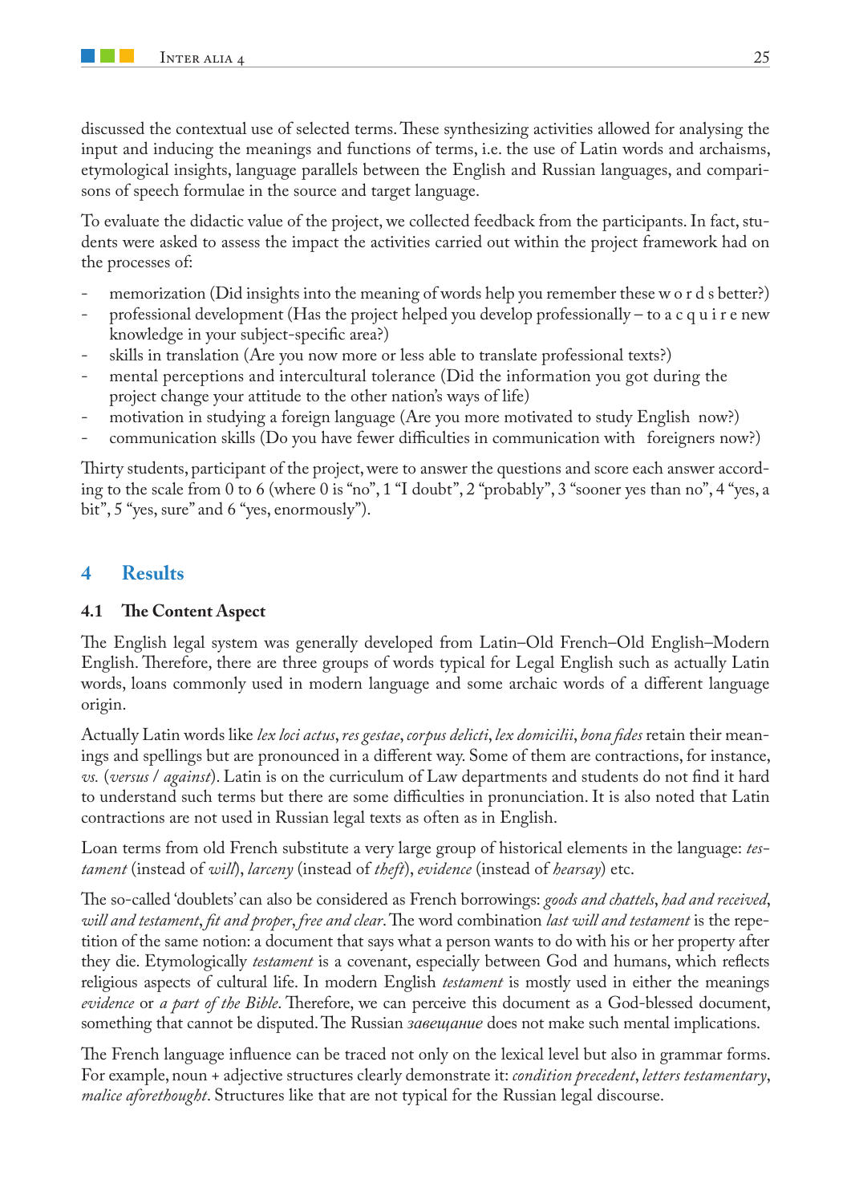discussed the contextual use of selected terms. These synthesizing activities allowed for analysing the input and inducing the meanings and functions of terms, i.e. the use of Latin words and archaisms, etymological insights, language parallels between the English and Russian languages, and comparisons of speech formulae in the source and target language.

To evaluate the didactic value of the project, we collected feedback from the participants. In fact, students were asked to assess the impact the activities carried out within the project framework had on the processes of:

- memorization (Did insights into the meaning of words help you remember these w o r d s better?)
- professional development (Has the project helped you develop professionally – to a c q u i r e new knowledge in your subject-specific area?)
- skills in translation (Are you now more or less able to translate professional texts?)
- mental perceptions and intercultural tolerance (Did the information you got during the project change your attitude to the other nation's ways of life)
- motivation in studying a foreign language (Are you more motivated to study English now?)
- communication skills (Do you have fewer difficulties in communication with foreigners now?)

Thirty students, participant of the project, were to answer the questions and score each answer according to the scale from 0 to 6 (where 0 is "no", 1 "I doubt", 2 "probably", 3 "sooner yes than no", 4 "yes, a bit", 5 "yes, sure" and 6 "yes, enormously").

## 4 Results

### 4.1 The Content Aspect

The English legal system was generally developed from Latin–Old French–Old English–Modern English. Therefore, there are three groups of words typical for Legal English such as actually Latin words, loans commonly used in modern language and some archaic words of a different language origin.

Actually Latin words like *lex loci actus*, *res gestae*, *corpus delicti*, *lex domicilii*, *bona fides* retain their meanings and spellings but are pronounced in a different way. Some of them are contractions, for instance, *vs.* (*versus / against*). Latin is on the curriculum of Law departments and students do not find it hard to understand such terms but there are some difficulties in pronunciation. It is also noted that Latin contractions are not used in Russian legal texts as often as in English.

Loan terms from old French substitute a very large group of historical elements in the language: *testament* (instead of *will*), *larceny* (instead of *theft*), *evidence* (instead of *hearsay*) etc.

The so-called 'doublets' can also be considered as French borrowings: *goods and chattels*, *had and received*, *will and testament*, *fit and proper*, *free and clear*. The word combination *last will and testament* is the repetition of the same notion: a document that says what a person wants to do with his or her property after they die. Etymologically *testament* is a covenant, especially between God and humans, which reflects religious aspects of cultural life. In modern English *testament* is mostly used in either the meanings *evidence* or *a part of the Bible*. Therefore, we can perceive this document as a God-blessed document, something that cannot be disputed. The Russian *завещание* does not make such mental implications.

The French language influence can be traced not only on the lexical level but also in grammar forms. For example, noun + adjective structures clearly demonstrate it: *condition precedent*, *letters testamentary*, *malice aforethought*. Structures like that are not typical for the Russian legal discourse.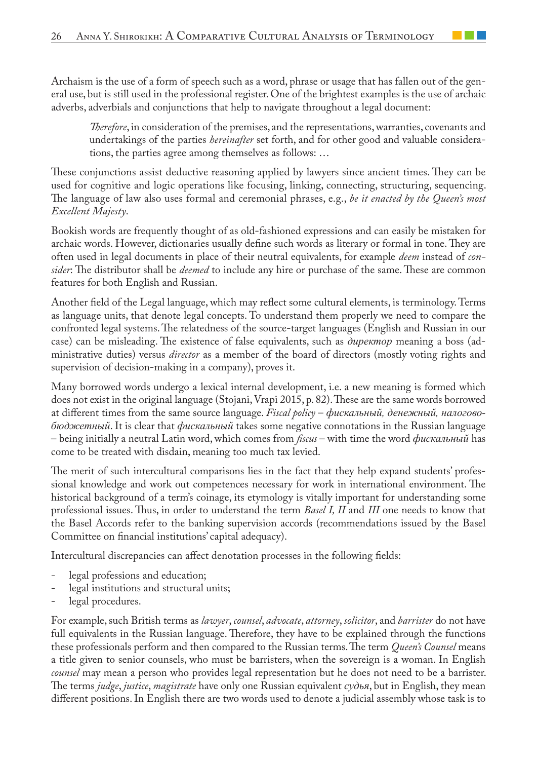Archaism is the use of a form of speech such as a word, phrase or usage that has fallen out of the general use, but is still used in the professional register. One of the brightest examples is the use of archaic adverbs, adverbials and conjunctions that help to navigate throughout a legal document:

> *Therefore*, in consideration of the premises, and the representations, warranties, covenants and undertakings of the parties *hereinafter* set forth, and for other good and valuable considerations, the parties agree among themselves as follows: …

These conjunctions assist deductive reasoning applied by lawyers since ancient times. They can be used for cognitive and logic operations like focusing, linking, connecting, structuring, sequencing. The language of law also uses formal and ceremonial phrases, e.g., *be it enacted by the Queen's most Excellent Majesty*.

Bookish words are frequently thought of as old-fashioned expressions and can easily be mistaken for archaic words. However, dictionaries usually define such words as literary or formal in tone. They are often used in legal documents in place of their neutral equivalents, for example *deem* instead of *consider*: The distributor shall be *deemed* to include any hire or purchase of the same. These are common features for both English and Russian.

Another field of the Legal language, which may reflect some cultural elements, is terminology. Terms as language units, that denote legal concepts. To understand them properly we need to compare the confronted legal systems. The relatedness of the source-target languages (English and Russian in our case) can be misleading. The existence of false equivalents, such as *директор* meaning a boss (administrative duties) versus *director* as a member of the board of directors (mostly voting rights and supervision of decision-making in a company), proves it.

Many borrowed words undergo a lexical internal development, i.e. a new meaning is formed which does not exist in the original language (Stojani, Vrapi 2015, p. 82). These are the same words borrowed at different times from the same source language. *Fiscal policy – фискальный, денежный, налогово-бюджетный*. It is clear that *фискальный* takes some negative connotations in the Russian language – being initially a neutral Latin word, which comes from *fiscus* – with time the word *фискальный* has come to be treated with disdain, meaning too much tax levied.

The merit of such intercultural comparisons lies in the fact that they help expand students' professional knowledge and work out competences necessary for work in international environment. The historical background of a term's coinage, its etymology is vitally important for understanding some professional issues. Thus, in order to understand the term *Basel I, II* and *III* one needs to know that the Basel Accords refer to the banking supervision accords (recommendations issued by the Basel Committee on financial institutions' capital adequacy).

Intercultural discrepancies can affect denotation processes in the following fields:

- legal professions and education;
- legal institutions and structural units;
- legal procedures.

For example, such British terms as *lawyer*, *counsel*, *advocate*, *attorney*, *solicitor*, and *barrister* do not have full equivalents in the Russian language. Therefore, they have to be explained through the functions these professionals perform and then compared to the Russian terms. The term *Queen's Counsel* means a title given to senior counsels, who must be barristers, when the sovereign is a woman. In English *counsel* may mean a person who provides legal representation but he does not need to be a barrister. The terms *judge*, *justice*, *magistrate* have only one Russian equivalent *судья*, but in English, they mean different positions. In English there are two words used to denote a judicial assembly whose task is to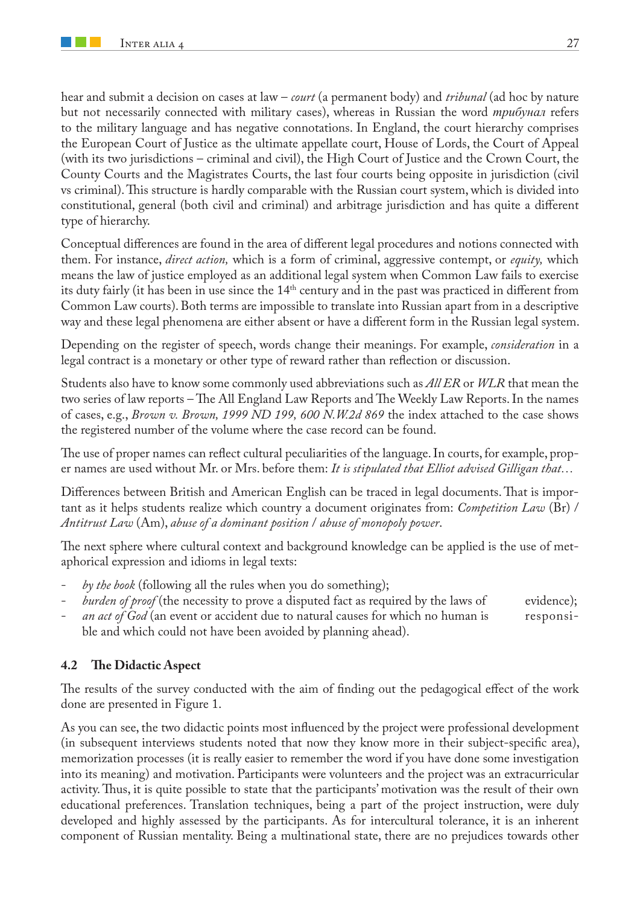hear and submit a decision on cases at law – *court* (a permanent body) and *tribunal* (ad hoc by nature but not necessarily connected with military cases), whereas in Russian the word *трибунал* refers to the military language and has negative connotations. In England, the court hierarchy comprises the European Court of Justice as the ultimate appellate court, House of Lords, the Court of Appeal (with its two jurisdictions – criminal and civil), the High Court of Justice and the Crown Court, the County Courts and the Magistrates Courts, the last four courts being opposite in jurisdiction (civil vs criminal). This structure is hardly comparable with the Russian court system, which is divided into constitutional, general (both civil and criminal) and arbitrage jurisdiction and has quite a different type of hierarchy.

Conceptual differences are found in the area of different legal procedures and notions connected with them. For instance, *direct action,* which is a form of criminal, aggressive contempt, or *equity,* which means the law of justice employed as an additional legal system when Common Law fails to exercise its duty fairly (it has been in use since the 14th century and in the past was practiced in different from Common Law courts). Both terms are impossible to translate into Russian apart from in a descriptive way and these legal phenomena are either absent or have a different form in the Russian legal system.

Depending on the register of speech, words change their meanings. For example, *consideration* in a legal contract is a monetary or other type of reward rather than reflection or discussion.

Students also have to know some commonly used abbreviations such as *All ER* or *WLR* that mean the two series of law reports – The All England Law Reports and The Weekly Law Reports. In the names of cases, e.g., *Brown v. Brown, 1999 ND 199, 600 N.W.2d 869* the index attached to the case shows the registered number of the volume where the case record can be found.

The use of proper names can reflect cultural peculiarities of the language. In courts, for example, proper names are used without Mr. or Mrs. before them: *It is stipulated that Elliot advised Gilligan that…*

Differences between British and American English can be traced in legal documents. That is important as it helps students realize which country a document originates from: *Competition Law* (Br) / *Antitrust Law* (Am), *abuse of a dominant position* / *abuse of monopoly power*.

The next sphere where cultural context and background knowledge can be applied is the use of metaphorical expression and idioms in legal texts:

- *by the book* (following all the rules when you do something);
- *burden of proof* (the necessity to prove a disputed fact as required by the laws of evidence);
- *an act of God* (an event or accident due to natural causes for which no human is responsible and which could not have been avoided by planning ahead).

### 4.2 The Didactic Aspect

The results of the survey conducted with the aim of finding out the pedagogical effect of the work done are presented in Figure 1.

As you can see, the two didactic points most influenced by the project were professional development (in subsequent interviews students noted that now they know more in their subject-specific area), memorization processes (it is really easier to remember the word if you have done some investigation into its meaning) and motivation. Participants were volunteers and the project was an extracurricular activity. Thus, it is quite possible to state that the participants' motivation was the result of their own educational preferences. Translation techniques, being a part of the project instruction, were duly developed and highly assessed by the participants. As for intercultural tolerance, it is an inherent component of Russian mentality. Being a multinational state, there are no prejudices towards other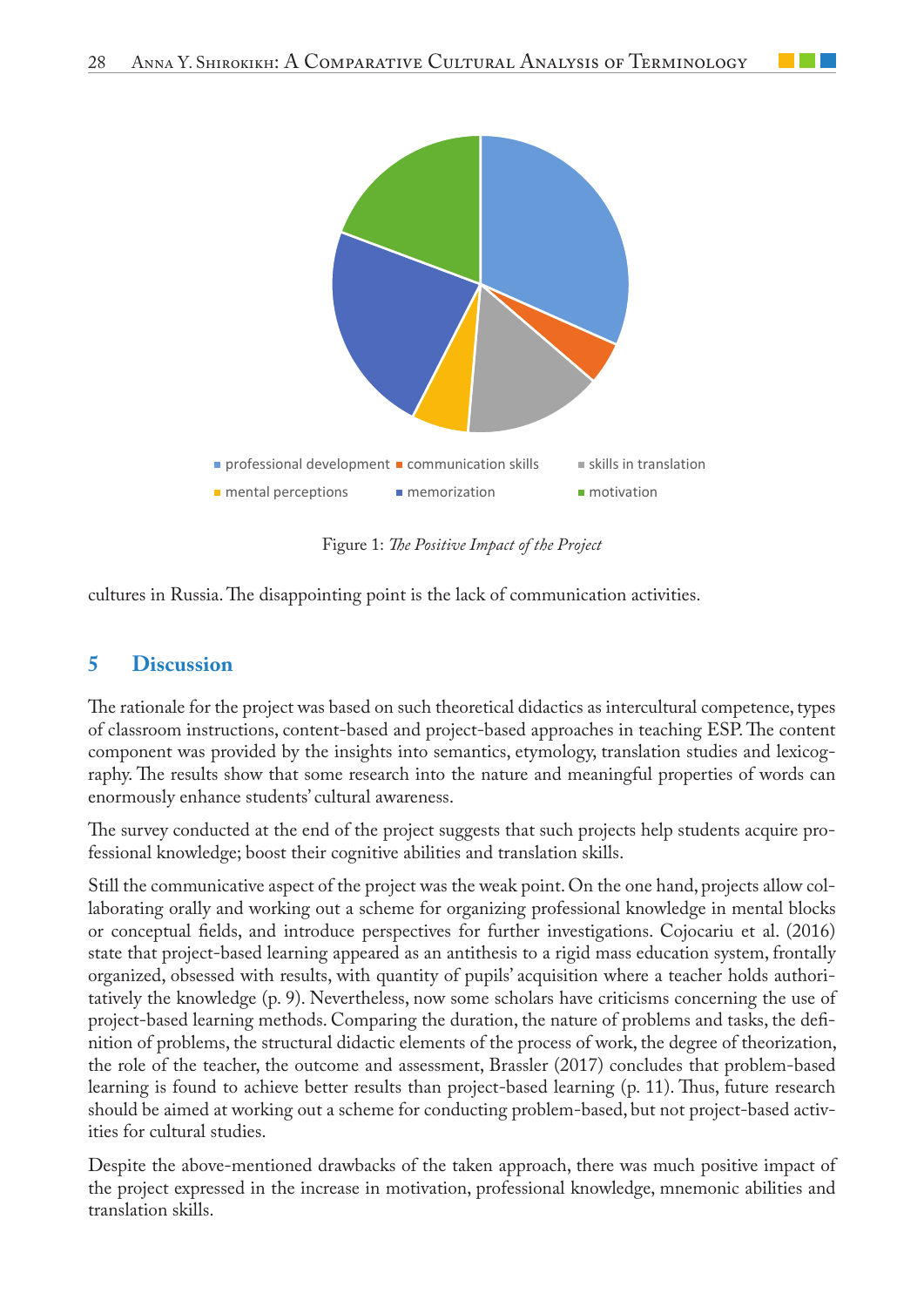Figure 1: *The Positive Impact of the Project*

cultures in Russia. The disappointing point is the lack of communication activities.

## 5 Discussion

The rationale for the project was based on such theoretical didactics as intercultural competence, types of classroom instructions, content-based and project-based approaches in teaching ESP. The content component was provided by the insights into semantics, etymology, translation studies and lexicography. The results show that some research into the nature and meaningful properties of words can enormously enhance students' cultural awareness.

The survey conducted at the end of the project suggests that such projects help students acquire professional knowledge; boost their cognitive abilities and translation skills.

Still the communicative aspect of the project was the weak point. On the one hand, projects allow collaborating orally and working out a scheme for organizing professional knowledge in mental blocks or conceptual fields, and introduce perspectives for further investigations. Cojocariu et al. (2016) state that project-based learning appeared as an antithesis to a rigid mass education system, frontally organized, obsessed with results, with quantity of pupils' acquisition where a teacher holds authoritatively the knowledge (p. 9). Nevertheless, now some scholars have criticisms concerning the use of project-based learning methods. Comparing the duration, the nature of problems and tasks, the definition of problems, the structural didactic elements of the process of work, the degree of theorization, the role of the teacher, the outcome and assessment, Brassler (2017) concludes that problem-based learning is found to achieve better results than project-based learning (p. 11). Thus, future research should be aimed at working out a scheme for conducting problem-based, but not project-based activities for cultural studies.

Despite the above-mentioned drawbacks of the taken approach, there was much positive impact of the project expressed in the increase in motivation, professional knowledge, mnemonic abilities and translation skills.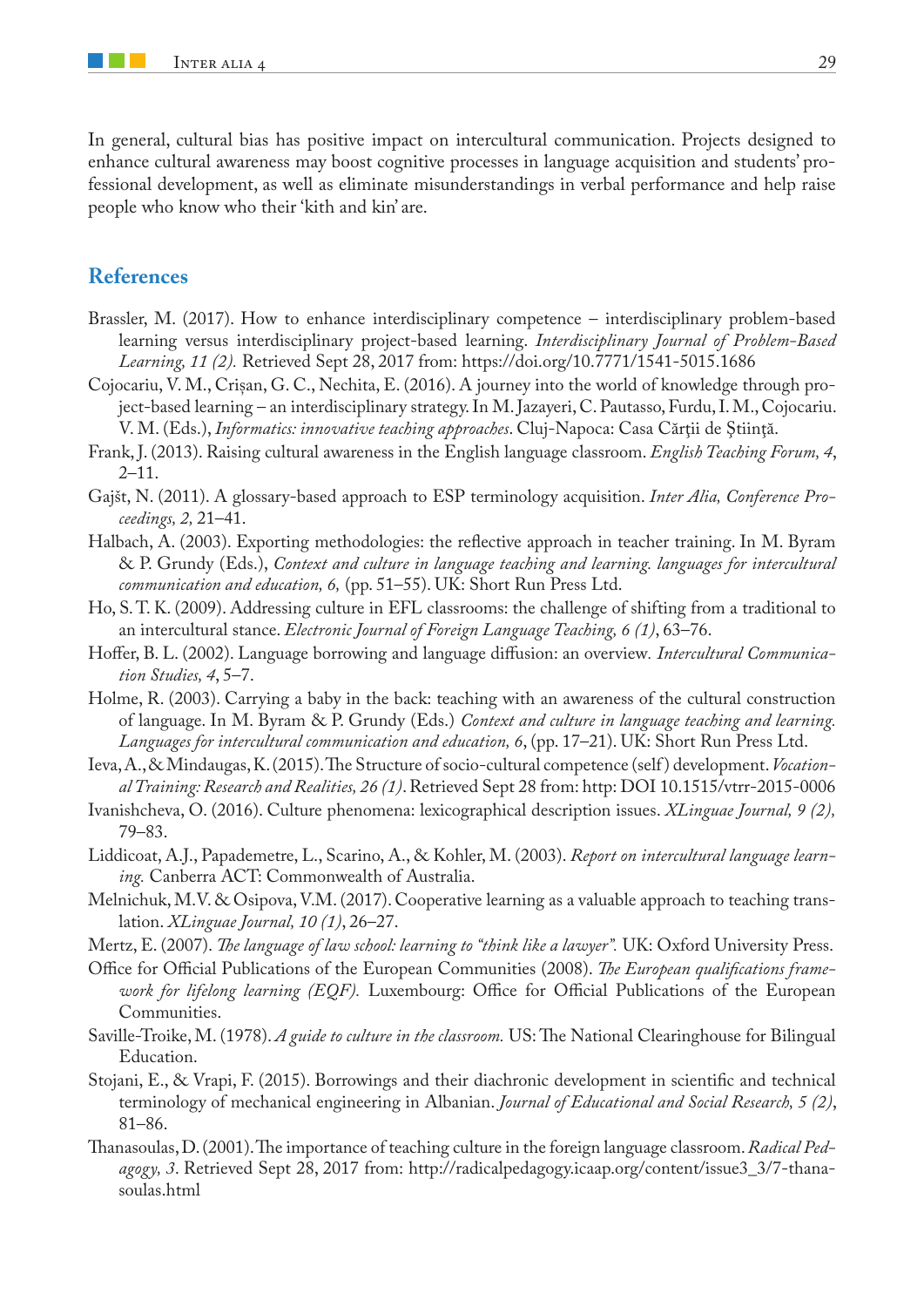In general, cultural bias has positive impact on intercultural communication. Projects designed to enhance cultural awareness may boost cognitive processes in language acquisition and students' professional development, as well as eliminate misunderstandings in verbal performance and help raise people who know who their 'kith and kin' are.

## References

Brassler, M. (2017). How to enhance interdisciplinary competence – interdisciplinary problem-based learning versus interdisciplinary project-based learning. *Interdisciplinary Journal of Problem-Based Learning, 11 (2).* Retrieved Sept 28, 2017 from: https://doi.org/10.7771/1541-5015.1686

Cojocariu, V. M., Crișan, G. C., Nechita, E. (2016). A journey into the world of knowledge through project-based learning – an interdisciplinary strategy. In M. Jazayeri, C. Pautasso, Furdu, I. M., Cojocariu. V. M. (Eds.), *Informatics: innovative teaching approaches*. Cluj-Napoca: Casa Cărţii de Ştiinţă.

Frank, J. (2013). Raising cultural awareness in the English language classroom. *English Teaching Forum, 4*, 2–11.

Gajšt, N. (2011). A glossary-based approach to ESP terminology acquisition. *Inter Alia, Conference Proceedings, 2,* 21–41.

Halbach, A. (2003). Exporting methodologies: the reflective approach in teacher training. In M. Byram & P. Grundy (Eds.), *Context and culture in language teaching and learning. languages for intercultural communication and education, 6,* (pp. 51–55). UK: Short Run Press Ltd.

Ho, S. T. K. (2009). Addressing culture in EFL classrooms: the challenge of shifting from a traditional to an intercultural stance. *Electronic Journal of Foreign Language Teaching, 6 (1)*, 63–76.

Hoffer, B. L. (2002). Language borrowing and language diffusion: an overview. *Intercultural Communication Studies, 4*, 5–7.

Holme, R. (2003). Carrying a baby in the back: teaching with an awareness of the cultural construction of language. In M. Byram & P. Grundy (Eds.) *Context and culture in language teaching and learning. Languages for intercultural communication and education, 6*, (pp. 17–21). UK: Short Run Press Ltd.

Ieva, A., & Mindaugas, K. (2015). The Structure of socio-cultural competence (self) development. *Vocational Training: Research and Realities, 26 (1)*. Retrieved Sept 28 from: http: DOI 10.1515/vtrr-2015-0006

Ivanishcheva, O. (2016). Culture phenomena: lexicographical description issues. *XLinguae Journal, 9 (2),* 79–83.

Liddicoat, A.J., Papademetre, L., Scarino, A., & Kohler, M. (2003). *Report on intercultural language learning.* Canberra ACT: Commonwealth of Australia.

Melnichuk, M.V. & Osipova, V.M. (2017). Cooperative learning as a valuable approach to teaching translation. *XLinguae Journal, 10 (1)*, 26–27.

Mertz, E. (2007). *The language of law school: learning to "think like a lawyer".* UK: Oxford University Press.

Office for Official Publications of the European Communities (2008). *The European qualifications framework for lifelong learning (EQF).* Luxembourg: Office for Official Publications of the European Communities.

Saville-Troike, M. (1978). *A guide to culture in the classroom.* US: The National Clearinghouse for Bilingual Education.

Stojani, E., & Vrapi, F. (2015). Borrowings and their diachronic development in scientific and technical terminology of mechanical engineering in Albanian. *Journal of Educational and Social Research, 5 (2)*, 81–86.

Thanasoulas, D. (2001). The importance of teaching culture in the foreign language classroom. *Radical Pedagogy, 3*. Retrieved Sept 28, 2017 from: http://radicalpedagogy.icaap.org/content/issue3_3/7-thanasoulas.html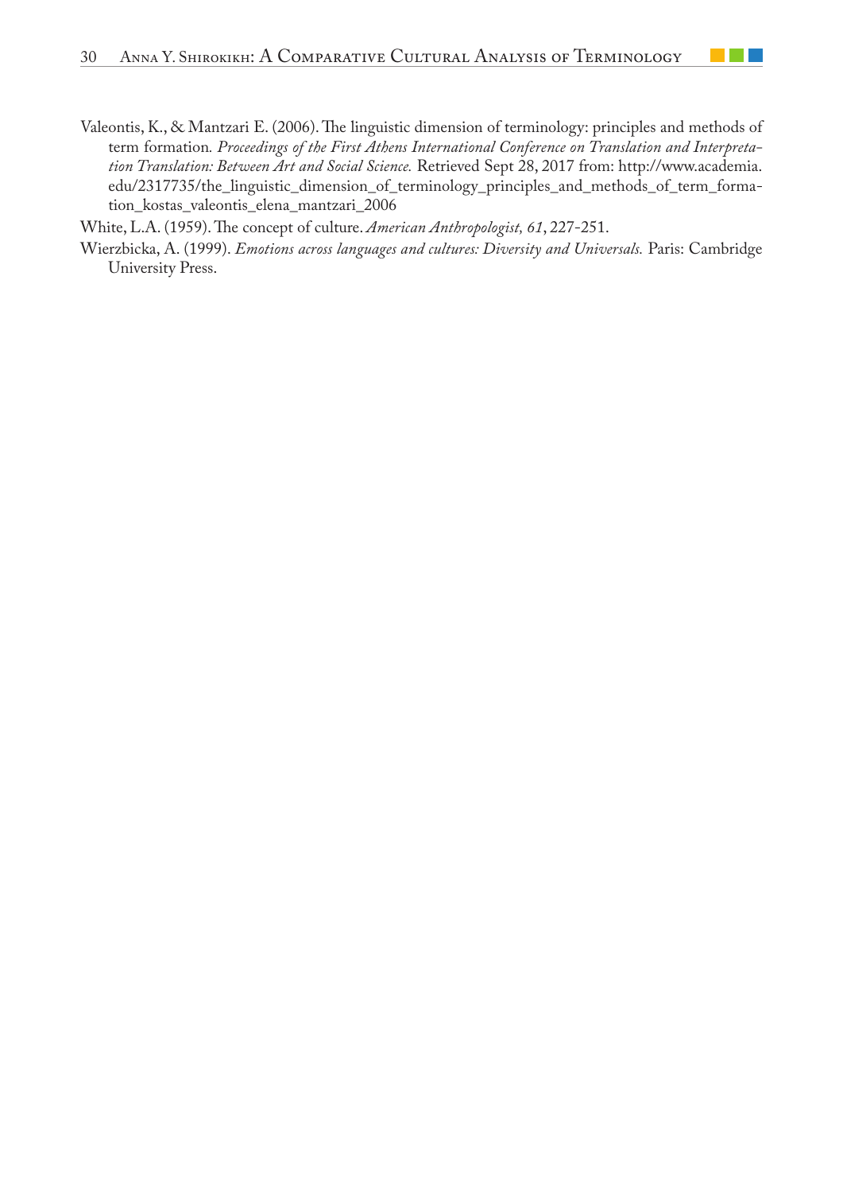Valeontis, K., & Mantzari E. (2006). The linguistic dimension of terminology: principles and methods of term formation. *Proceedings of the First Athens International Conference on Translation and Interpretation Translation: Between Art and Social Science.* Retrieved Sept 28, 2017 from: http://www.academia.edu/2317735/the_linguistic_dimension_of_terminology_principles_and_methods_of_term_formation_kostas_valeontis_elena_mantzari_2006

White, L.A. (1959). The concept of culture. *American Anthropologist, 61*, 227-251.

Wierzbicka, A. (1999). *Emotions across languages and cultures: Diversity and Universals.* Paris: Cambridge University Press.